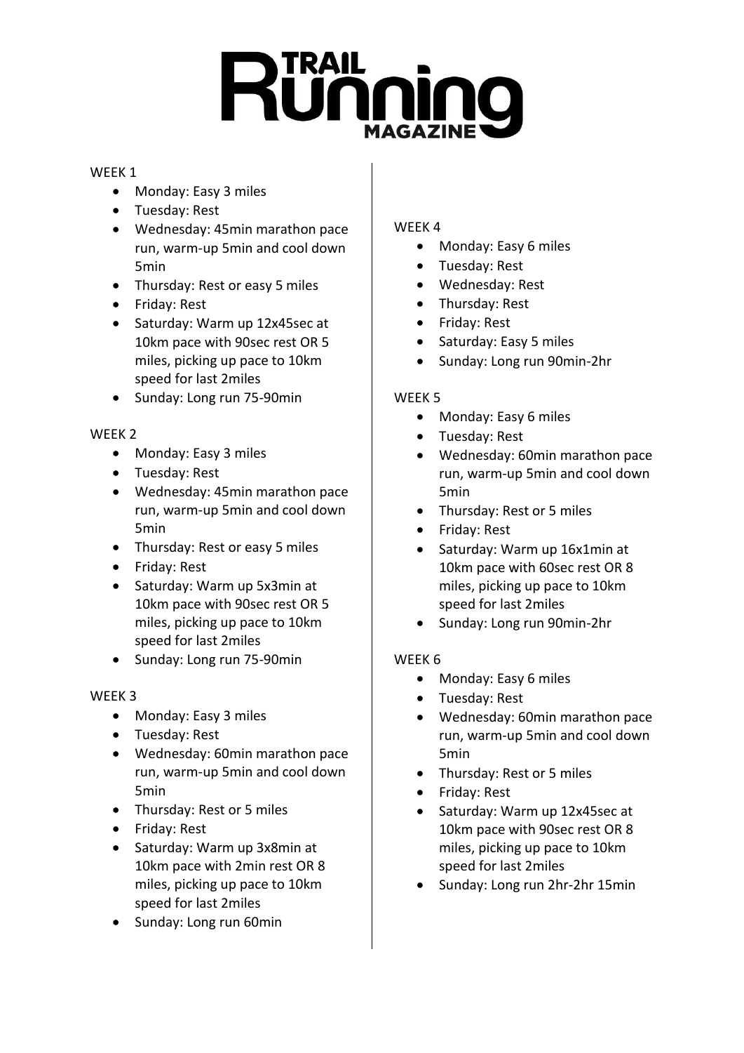# TRAIL Running MAGAZINE

WEEK 1

- Monday: Easy 3 miles
- Tuesday: Rest
- Wednesday: 45min marathon pace run, warm-up 5min and cool down 5min
- Thursday: Rest or easy 5 miles
- Friday: Rest
- Saturday: Warm up 12x45sec at 10km pace with 90sec rest OR 5 miles, picking up pace to 10km speed for last 2miles
- Sunday: Long run 75-90min

WEEK 2

- Monday: Easy 3 miles
- Tuesday: Rest
- Wednesday: 45min marathon pace run, warm-up 5min and cool down 5min
- Thursday: Rest or easy 5 miles
- Friday: Rest
- Saturday: Warm up 5x3min at 10km pace with 90sec rest OR 5 miles, picking up pace to 10km speed for last 2miles
- Sunday: Long run 75-90min

WEEK 3

- Monday: Easy 3 miles
- Tuesday: Rest
- Wednesday: 60min marathon pace run, warm-up 5min and cool down 5min
- Thursday: Rest or 5 miles
- Friday: Rest
- Saturday: Warm up 3x8min at 10km pace with 2min rest OR 8 miles, picking up pace to 10km speed for last 2miles
- Sunday: Long run 60min

WEEK 4

- Monday: Easy 6 miles
- Tuesday: Rest
- Wednesday: Rest
- Thursday: Rest
- Friday: Rest
- Saturday: Easy 5 miles
- Sunday: Long run 90min-2hr

WEEK 5

- Monday: Easy 6 miles
- Tuesday: Rest
- Wednesday: 60min marathon pace run, warm-up 5min and cool down 5min
- Thursday: Rest or 5 miles
- Friday: Rest
- Saturday: Warm up 16x1min at 10km pace with 60sec rest OR 8 miles, picking up pace to 10km speed for last 2miles
- Sunday: Long run 90min-2hr

WEEK 6

- Monday: Easy 6 miles
- Tuesday: Rest
- Wednesday: 60min marathon pace run, warm-up 5min and cool down 5min
- Thursday: Rest or 5 miles
- Friday: Rest
- Saturday: Warm up 12x45sec at 10km pace with 90sec rest OR 8 miles, picking up pace to 10km speed for last 2miles
- Sunday: Long run 2hr-2hr 15min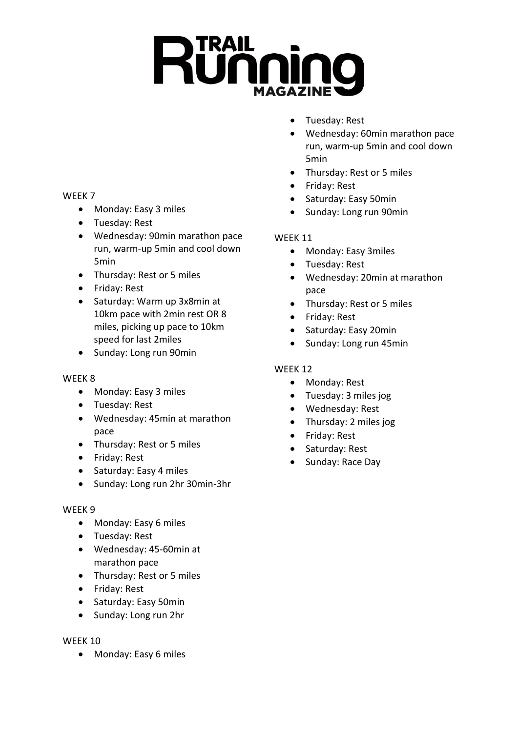WEEK 7

- Monday: Easy 3 miles
- Tuesday: Rest
- Wednesday: 90min marathon pace run, warm-up 5min and cool down 5min
- Thursday: Rest or 5 miles
- Friday: Rest
- Saturday: Warm up 3x8min at 10km pace with 2min rest OR 8 miles, picking up pace to 10km speed for last 2miles
- Sunday: Long run 90min

WEEK 8

- Monday: Easy 3 miles
- Tuesday: Rest
- Wednesday: 45min at marathon pace
- Thursday: Rest or 5 miles
- Friday: Rest
- Saturday: Easy 4 miles
- Sunday: Long run 2hr 30min-3hr

WEEK 9

- Monday: Easy 6 miles
- Tuesday: Rest
- Wednesday: 45-60min at marathon pace
- Thursday: Rest or 5 miles
- Friday: Rest
- Saturday: Easy 50min
- Sunday: Long run 2hr

WEEK 10

- Monday: Easy 6 miles
- Tuesday: Rest
- Wednesday: 60min marathon pace run, warm-up 5min and cool down 5min
- Thursday: Rest or 5 miles
- Friday: Rest
- Saturday: Easy 50min
- Sunday: Long run 90min

WEEK 11

- Monday: Easy 3miles
- Tuesday: Rest
- Wednesday: 20min at marathon pace
- Thursday: Rest or 5 miles
- Friday: Rest
- Saturday: Easy 20min
- Sunday: Long run 45min

WEEK 12

- Monday: Rest
- Tuesday: 3 miles jog
- Wednesday: Rest
- Thursday: 2 miles jog
- Friday: Rest
- Saturday: Rest
- Sunday: Race Day